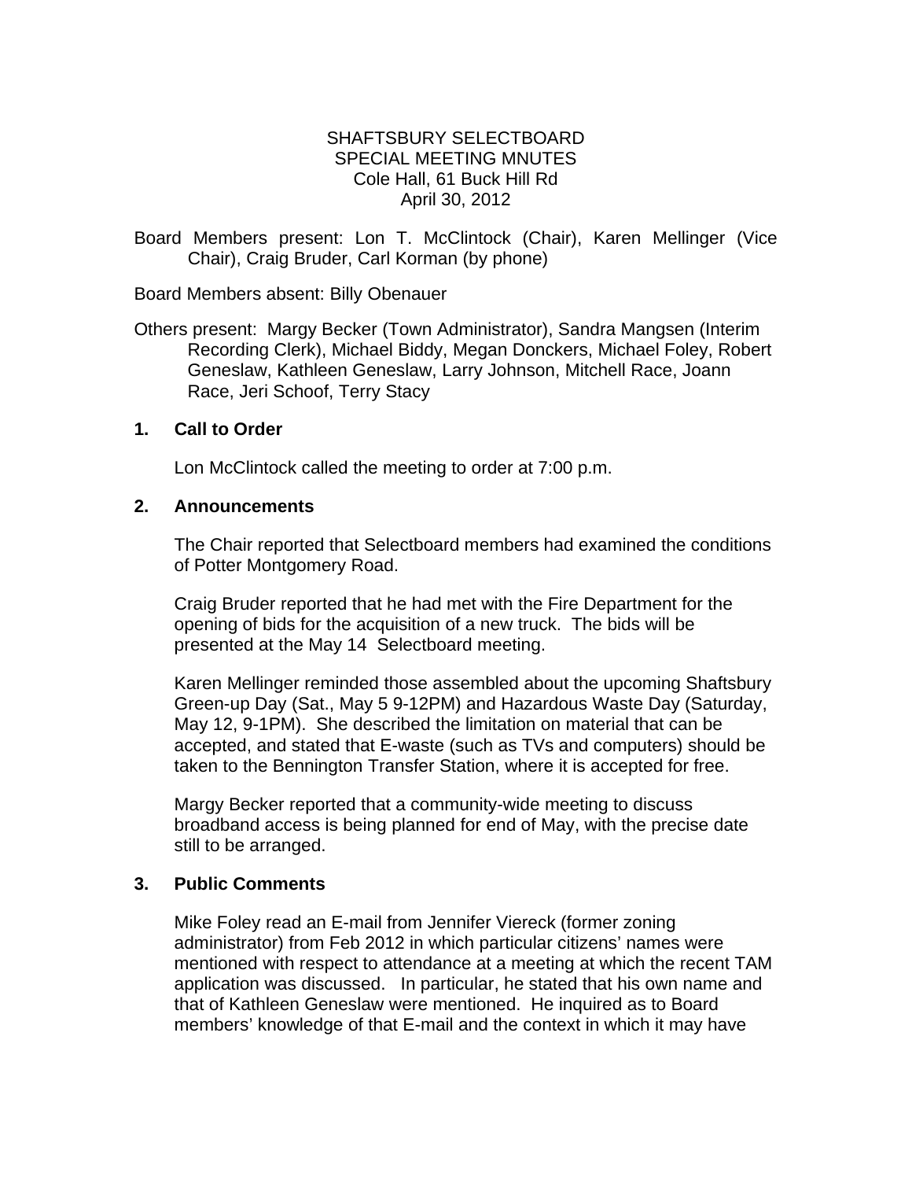# SHAFTSBURY SELECTBOARD
## SPECIAL MEETING MNUTES
Cole Hall, 61 Buck Hill Rd
April 30, 2012

Board Members present: Lon T. McClintock (Chair), Karen Mellinger (Vice Chair), Craig Bruder, Carl Korman (by phone)

Board Members absent: Billy Obenauer

Others present: Margy Becker (Town Administrator), Sandra Mangsen (Interim Recording Clerk), Michael Biddy, Megan Donckers, Michael Foley, Robert Geneslaw, Kathleen Geneslaw, Larry Johnson, Mitchell Race, Joann Race, Jeri Schoof, Terry Stacy

**1. Call to Order**

Lon McClintock called the meeting to order at 7:00 p.m.

**2. Announcements**

The Chair reported that Selectboard members had examined the conditions of Potter Montgomery Road.

Craig Bruder reported that he had met with the Fire Department for the opening of bids for the acquisition of a new truck. The bids will be presented at the May 14 Selectboard meeting.

Karen Mellinger reminded those assembled about the upcoming Shaftsbury Green-up Day (Sat., May 5 9-12PM) and Hazardous Waste Day (Saturday, May 12, 9-1PM). She described the limitation on material that can be accepted, and stated that E-waste (such as TVs and computers) should be taken to the Bennington Transfer Station, where it is accepted for free.

Margy Becker reported that a community-wide meeting to discuss broadband access is being planned for end of May, with the precise date still to be arranged.

**3. Public Comments**

Mike Foley read an E-mail from Jennifer Viereck (former zoning administrator) from Feb 2012 in which particular citizens' names were mentioned with respect to attendance at a meeting at which the recent TAM application was discussed. In particular, he stated that his own name and that of Kathleen Geneslaw were mentioned. He inquired as to Board members' knowledge of that E-mail and the context in which it may have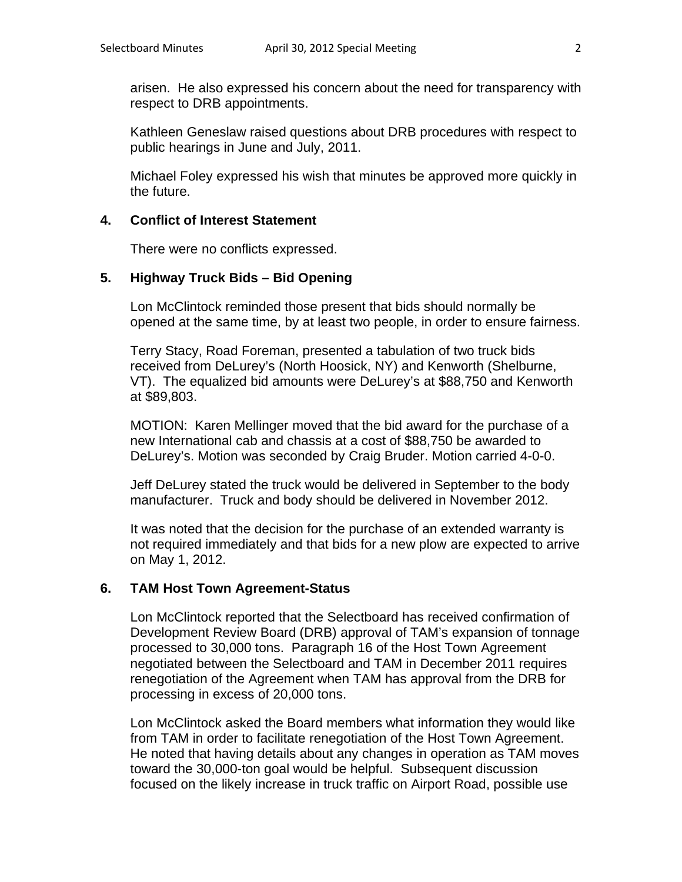arisen. He also expressed his concern about the need for transparency with respect to DRB appointments.

Kathleen Geneslaw raised questions about DRB procedures with respect to public hearings in June and July, 2011.

Michael Foley expressed his wish that minutes be approved more quickly in the future.

## 4. Conflict of Interest Statement

There were no conflicts expressed.

## 5. Highway Truck Bids – Bid Opening

Lon McClintock reminded those present that bids should normally be opened at the same time, by at least two people, in order to ensure fairness.

Terry Stacy, Road Foreman, presented a tabulation of two truck bids received from DeLurey's (North Hoosick, NY) and Kenworth (Shelburne, VT). The equalized bid amounts were DeLurey's at $88,750 and Kenworth at $89,803.

MOTION: Karen Mellinger moved that the bid award for the purchase of a new International cab and chassis at a cost of $88,750 be awarded to DeLurey's. Motion was seconded by Craig Bruder. Motion carried 4-0-0.

Jeff DeLurey stated the truck would be delivered in September to the body manufacturer. Truck and body should be delivered in November 2012.

It was noted that the decision for the purchase of an extended warranty is not required immediately and that bids for a new plow are expected to arrive on May 1, 2012.

## 6. TAM Host Town Agreement-Status

Lon McClintock reported that the Selectboard has received confirmation of Development Review Board (DRB) approval of TAM's expansion of tonnage processed to 30,000 tons. Paragraph 16 of the Host Town Agreement negotiated between the Selectboard and TAM in December 2011 requires renegotiation of the Agreement when TAM has approval from the DRB for processing in excess of 20,000 tons.

Lon McClintock asked the Board members what information they would like from TAM in order to facilitate renegotiation of the Host Town Agreement. He noted that having details about any changes in operation as TAM moves toward the 30,000-ton goal would be helpful. Subsequent discussion focused on the likely increase in truck traffic on Airport Road, possible use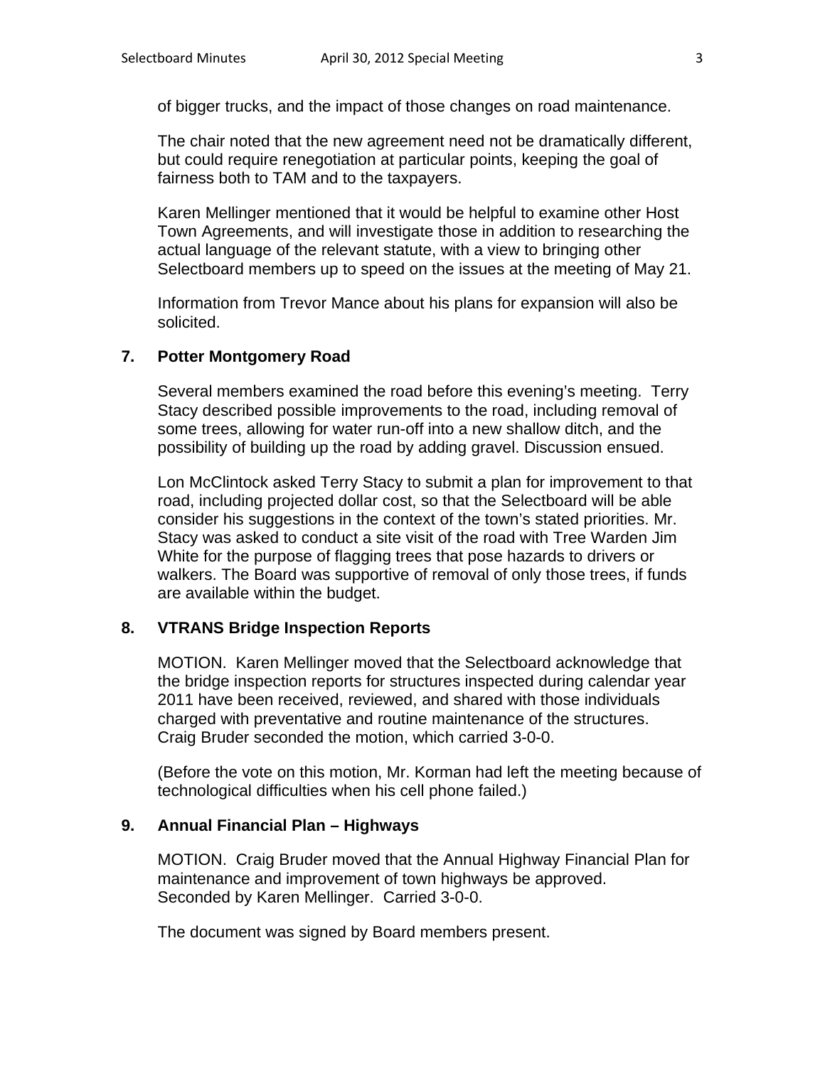of bigger trucks, and the impact of those changes on road maintenance.

The chair noted that the new agreement need not be dramatically different, but could require renegotiation at particular points, keeping the goal of fairness both to TAM and to the taxpayers.

Karen Mellinger mentioned that it would be helpful to examine other Host Town Agreements, and will investigate those in addition to researching the actual language of the relevant statute, with a view to bringing other Selectboard members up to speed on the issues at the meeting of May 21.

Information from Trevor Mance about his plans for expansion will also be solicited.

## 7. Potter Montgomery Road

Several members examined the road before this evening's meeting. Terry Stacy described possible improvements to the road, including removal of some trees, allowing for water run-off into a new shallow ditch, and the possibility of building up the road by adding gravel. Discussion ensued.

Lon McClintock asked Terry Stacy to submit a plan for improvement to that road, including projected dollar cost, so that the Selectboard will be able consider his suggestions in the context of the town's stated priorities. Mr. Stacy was asked to conduct a site visit of the road with Tree Warden Jim White for the purpose of flagging trees that pose hazards to drivers or walkers. The Board was supportive of removal of only those trees, if funds are available within the budget.

## 8. VTRANS Bridge Inspection Reports

MOTION. Karen Mellinger moved that the Selectboard acknowledge that the bridge inspection reports for structures inspected during calendar year 2011 have been received, reviewed, and shared with those individuals charged with preventative and routine maintenance of the structures. Craig Bruder seconded the motion, which carried 3-0-0.

(Before the vote on this motion, Mr. Korman had left the meeting because of technological difficulties when his cell phone failed.)

## 9. Annual Financial Plan – Highways

MOTION. Craig Bruder moved that the Annual Highway Financial Plan for maintenance and improvement of town highways be approved. Seconded by Karen Mellinger. Carried 3-0-0.

The document was signed by Board members present.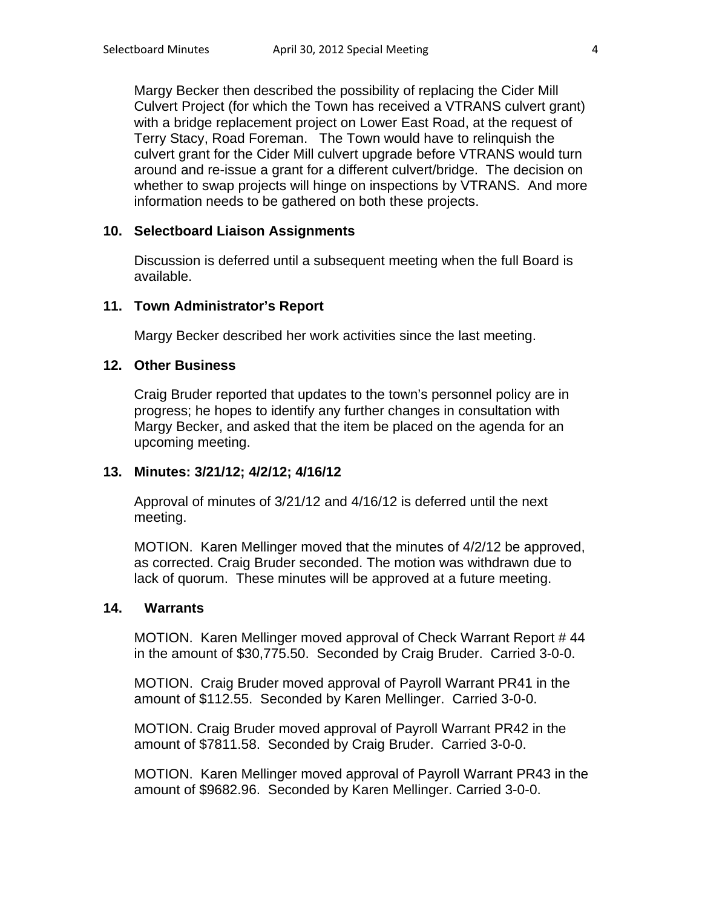Margy Becker then described the possibility of replacing the Cider Mill Culvert Project (for which the Town has received a VTRANS culvert grant) with a bridge replacement project on Lower East Road, at the request of Terry Stacy, Road Foreman. The Town would have to relinquish the culvert grant for the Cider Mill culvert upgrade before VTRANS would turn around and re-issue a grant for a different culvert/bridge. The decision on whether to swap projects will hinge on inspections by VTRANS. And more information needs to be gathered on both these projects.

**10. Selectboard Liaison Assignments**

Discussion is deferred until a subsequent meeting when the full Board is available.

**11. Town Administrator's Report**

Margy Becker described her work activities since the last meeting.

**12. Other Business**

Craig Bruder reported that updates to the town's personnel policy are in progress; he hopes to identify any further changes in consultation with Margy Becker, and asked that the item be placed on the agenda for an upcoming meeting.

**13. Minutes: 3/21/12; 4/2/12; 4/16/12**

Approval of minutes of 3/21/12 and 4/16/12 is deferred until the next meeting.

MOTION. Karen Mellinger moved that the minutes of 4/2/12 be approved, as corrected. Craig Bruder seconded. The motion was withdrawn due to lack of quorum. These minutes will be approved at a future meeting.

**14. Warrants**

MOTION. Karen Mellinger moved approval of Check Warrant Report # 44 in the amount of $30,775.50. Seconded by Craig Bruder. Carried 3-0-0.

MOTION. Craig Bruder moved approval of Payroll Warrant PR41 in the amount of $112.55. Seconded by Karen Mellinger. Carried 3-0-0.

MOTION. Craig Bruder moved approval of Payroll Warrant PR42 in the amount of $7811.58. Seconded by Craig Bruder. Carried 3-0-0.

MOTION. Karen Mellinger moved approval of Payroll Warrant PR43 in the amount of $9682.96. Seconded by Karen Mellinger. Carried 3-0-0.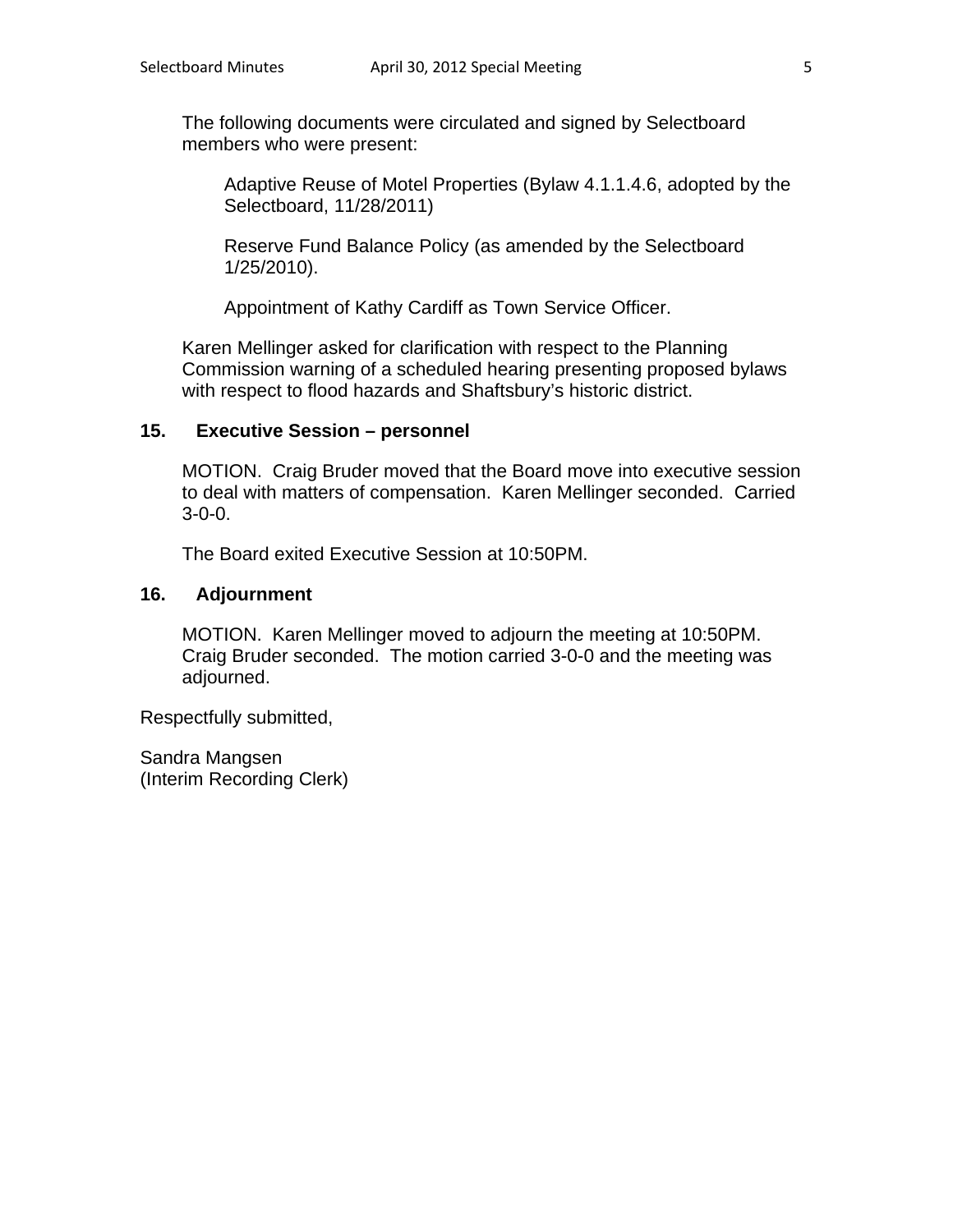The following documents were circulated and signed by Selectboard members who were present:

Adaptive Reuse of Motel Properties (Bylaw 4.1.1.4.6, adopted by the Selectboard, 11/28/2011)

Reserve Fund Balance Policy (as amended by the Selectboard 1/25/2010).

Appointment of Kathy Cardiff as Town Service Officer.

Karen Mellinger asked for clarification with respect to the Planning Commission warning of a scheduled hearing presenting proposed bylaws with respect to flood hazards and Shaftsbury's historic district.

## 15. Executive Session – personnel

MOTION. Craig Bruder moved that the Board move into executive session to deal with matters of compensation. Karen Mellinger seconded. Carried 3-0-0.

The Board exited Executive Session at 10:50PM.

## 16. Adjournment

MOTION. Karen Mellinger moved to adjourn the meeting at 10:50PM. Craig Bruder seconded. The motion carried 3-0-0 and the meeting was adjourned.

Respectfully submitted,

Sandra Mangsen
(Interim Recording Clerk)